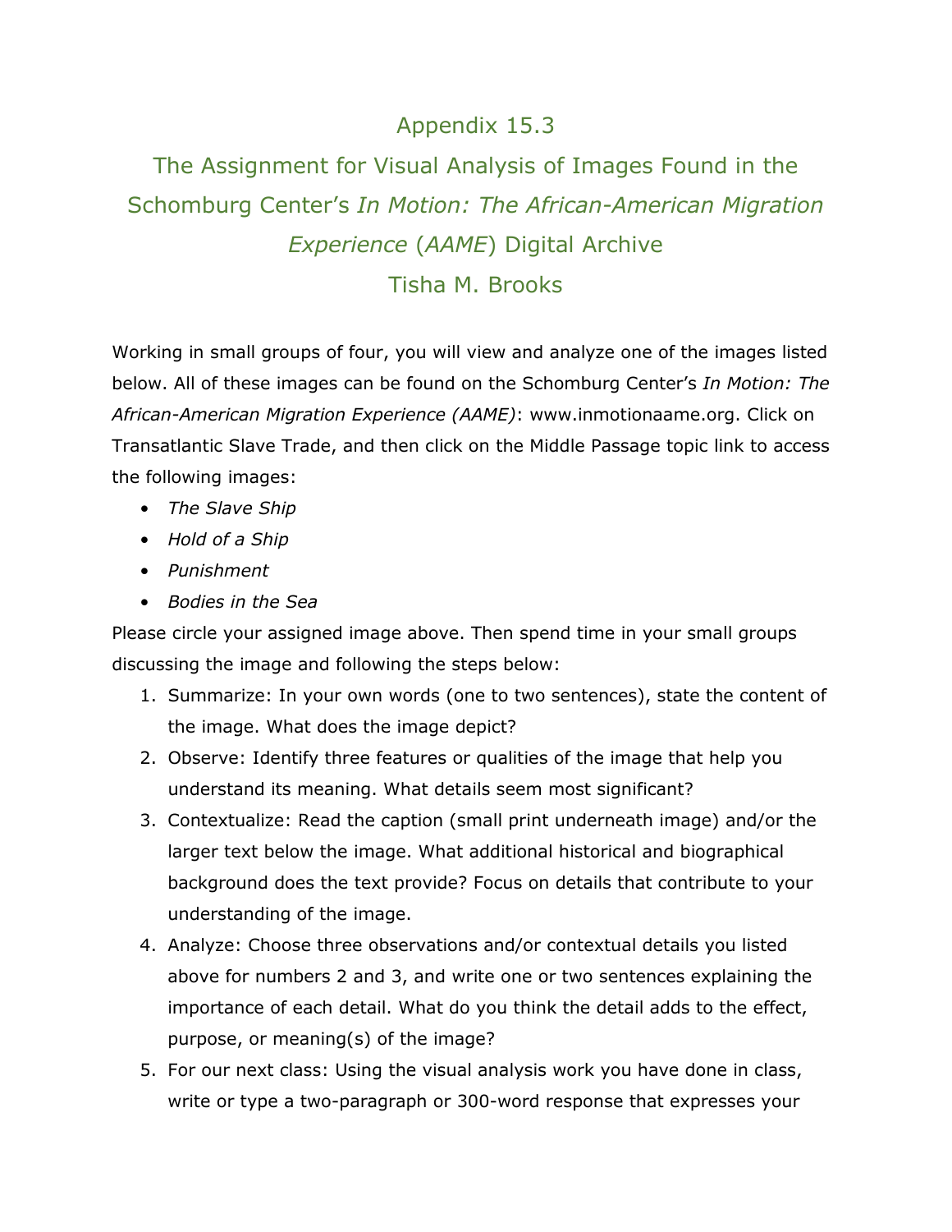# Appendix 15.3

## The Assignment for Visual Analysis of Images Found in the Schomburg Center's *In Motion: The African-American Migration Experience* (*AAME*) Digital Archive

### Tisha M. Brooks

Working in small groups of four, you will view and analyze one of the images listed below. All of these images can be found on the Schomburg Center's *In Motion: The African-American Migration Experience (AAME)*: www.inmotionaame.org. Click on Transatlantic Slave Trade, and then click on the Middle Passage topic link to access the following images:

- *The Slave Ship*
- *Hold of a Ship*
- *Punishment*
- *Bodies in the Sea*

Please circle your assigned image above. Then spend time in your small groups discussing the image and following the steps below:

1. Summarize: In your own words (one to two sentences), state the content of the image. What does the image depict?
2. Observe: Identify three features or qualities of the image that help you understand its meaning. What details seem most significant?
3. Contextualize: Read the caption (small print underneath image) and/or the larger text below the image. What additional historical and biographical background does the text provide? Focus on details that contribute to your understanding of the image.
4. Analyze: Choose three observations and/or contextual details you listed above for numbers 2 and 3, and write one or two sentences explaining the importance of each detail. What do you think the detail adds to the effect, purpose, or meaning(s) of the image?
5. For our next class: Using the visual analysis work you have done in class, write or type a two-paragraph or 300-word response that expresses your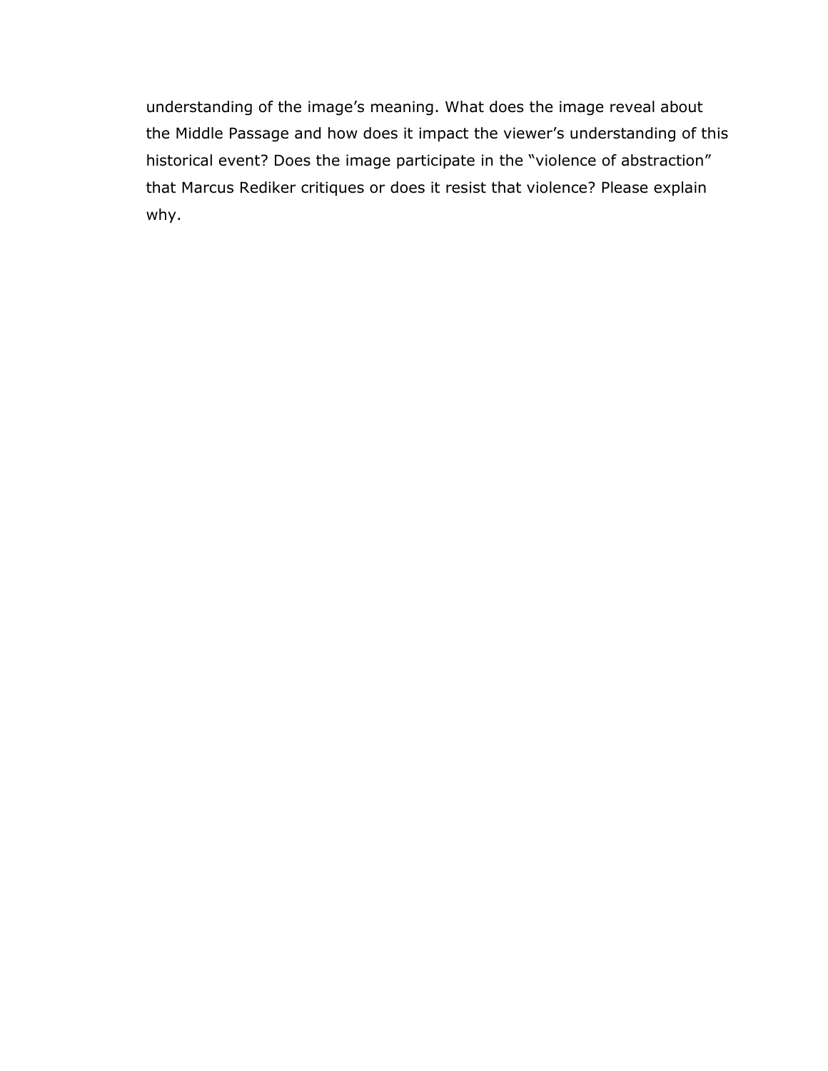understanding of the image's meaning. What does the image reveal about the Middle Passage and how does it impact the viewer's understanding of this historical event? Does the image participate in the "violence of abstraction" that Marcus Rediker critiques or does it resist that violence? Please explain why.